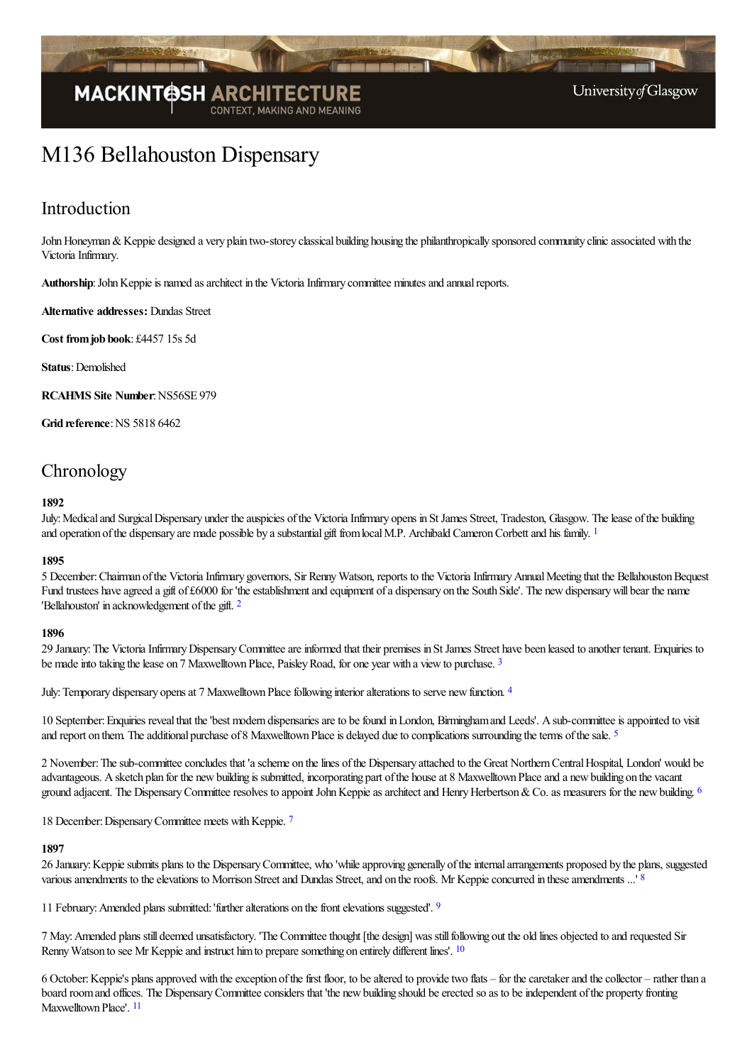# M136 Bellahouston Dispensary

## Introduction

John Honeyman & Keppie designed a very plain two-storey classical building housing the philanthropically sponsored community clinic associated with the Victoria Infirmary.

**Authorship**: John Keppie is named as architect in the Victoria Infirmary committee minutes and annual reports.

**Alternative addresses:** Dundas Street

**Cost from job book**: £4457 15s 5d

**Status**: Demolished

**RCAHMS Site Number**: NS56SE 979

**Grid reference**: NS 5818 6462

## Chronology

**1892**

July: Medical and Surgical Dispensary under the auspices of the Victoria Infirmary opens in St James Street, Tradeston, Glasgow. The lease of the building and operation of the dispensary are made possible by a substantial gift from local M.P. Archibald Cameron Corbett and his family. [1]

**1895**

5 December: Chairman of the Victoria Infirmary governors, Sir Renny Watson, reports to the Victoria Infirmary Annual Meeting that the Bellahouston Bequest Fund trustees have agreed a gift of £6000 for 'the establishment and equipment of a dispensary on the South Side'. The new dispensary will bear the name 'Bellahouston' in acknowledgement of the gift. [2]

**1896**

29 January: The Victoria Infirmary Dispensary Committee are informed that their premises in St James Street have been leased to another tenant. Enquiries to be made into taking the lease on 7 Maxwelltown Place, Paisley Road, for one year with a view to purchase. [3]

July: Temporary dispensary opens at 7 Maxwelltown Place following interior alterations to serve new function. [4]

10 September: Enquiries reveal that the 'best modern dispensaries are to be found in London, Birmingham and Leeds'. A sub-committee is appointed to visit and report on them. The additional purchase of 8 Maxwelltown Place is delayed due to complications surrounding the terms of the sale. [5]

2 November: The sub-committee concludes that 'a scheme on the lines of the Dispensary attached to the Great Northern Central Hospital, London' would be advantageous. A sketch plan for the new building is submitted, incorporating part of the house at 8 Maxwelltown Place and a new building on the vacant ground adjacent. The Dispensary Committee resolves to appoint John Keppie as architect and Henry Herbertson & Co. as measurers for the new building. [6]

18 December: Dispensary Committee meets with Keppie. [7]

**1897**

26 January: Keppie submits plans to the Dispensary Committee, who 'while approving generally of the internal arrangements proposed by the plans, suggested various amendments to the elevations to Morrison Street and Dundas Street, and on the roofs. Mr Keppie concurred in these amendments ...' [8]

11 February: Amended plans submitted: 'further alterations on the front elevations suggested'. [9]

7 May: Amended plans still deemed unsatisfactory. 'The Committee thought [the design] was still following out the old lines objected to and requested Sir Renny Watson to see Mr Keppie and instruct him to prepare something on entirely different lines'. [10]

6 October: Keppie's plans approved with the exception of the first floor, to be altered to provide two flats – for the caretaker and the collector – rather than a board room and offices. The Dispensary Committee considers that 'the new building should be erected so as to be independent of the property fronting Maxwelltown Place'. [11]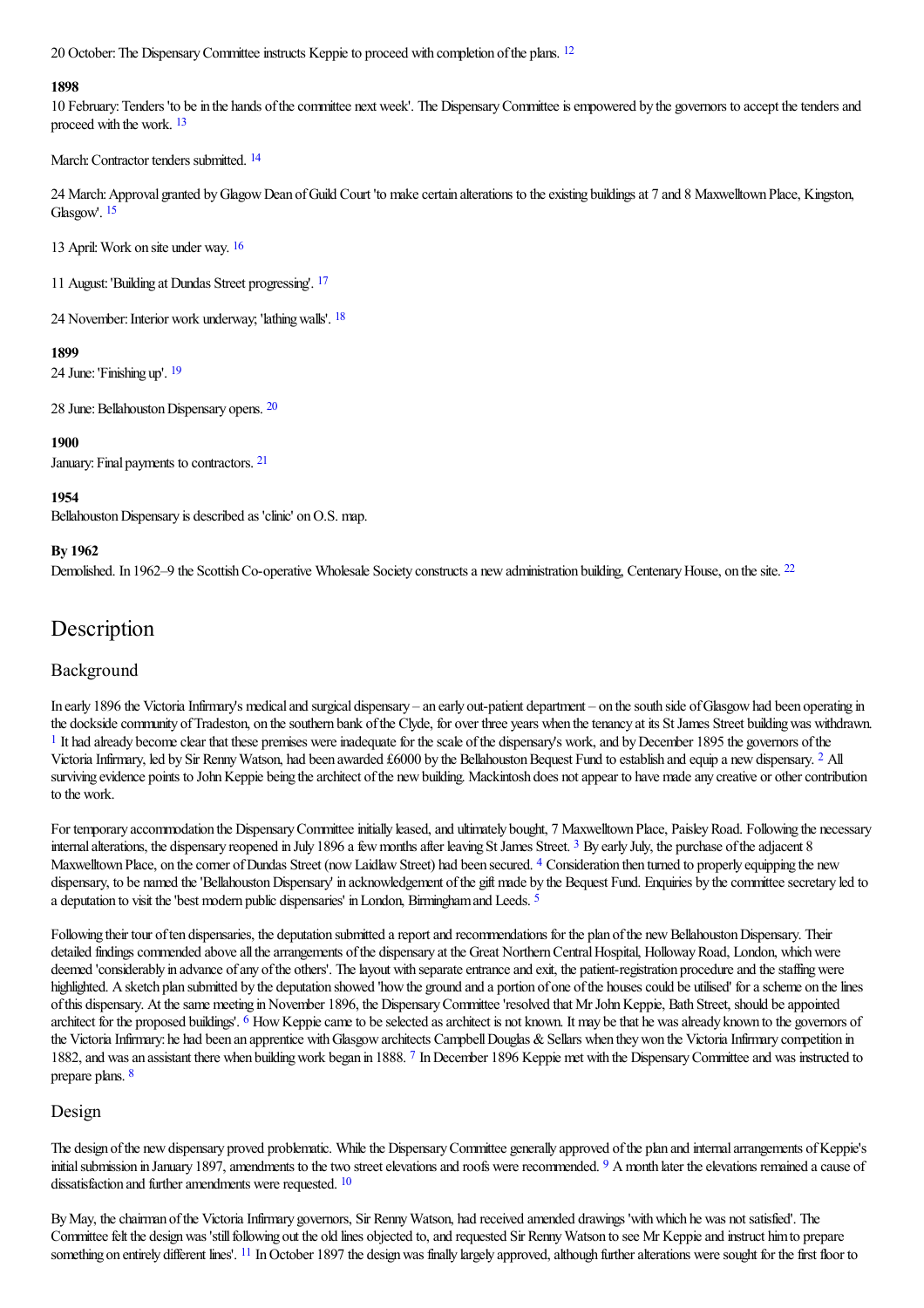20 October: The Dispensary Committee instructs Keppie to proceed with completion of the plans. [12]

**1898**

10 February: Tenders 'to be in the hands of the committee next week'. The Dispensary Committee is empowered by the governors to accept the tenders and proceed with the work. [13]

March: Contractor tenders submitted. [14]

24 March: Approval granted by Glagow Dean of Guild Court 'to make certain alterations to the existing buildings at 7 and 8 Maxwelltown Place, Kingston, Glasgow'. [15]

13 April: Work on site under way. [16]

11 August: 'Building at Dundas Street progressing'. [17]

24 November: Interior work underway; 'lathing walls'. [18]

**1899**

24 June: 'Finishing up'. [19]

28 June: Bellahouston Dispensary opens. [20]

**1900**

January: Final payments to contractors. [21]

**1954**

Bellahouston Dispensary is described as 'clinic' on O.S. map.

**By 1962**

Demolished. In 1962–9 the Scottish Co-operative Wholesale Society constructs a new administration building, Centenary House, on the site. [22]

# Description

## Background

In early 1896 the Victoria Infirmary's medical and surgical dispensary – an early out-patient department – on the south side of Glasgow had been operating in the dockside community of Tradeston, on the southern bank of the Clyde, for over three years when the tenancy at its St James Street building was withdrawn. [1] It had already become clear that these premises were inadequate for the scale of the dispensary's work, and by December 1895 the governors of the Victoria Infirmary, led by Sir Renny Watson, had been awarded £6000 by the Bellahouston Bequest Fund to establish and equip a new dispensary. [2] All surviving evidence points to John Keppie being the architect of the new building. Mackintosh does not appear to have made any creative or other contribution to the work.

For temporary accommodation the Dispensary Committee initially leased, and ultimately bought, 7 Maxwelltown Place, Paisley Road. Following the necessary internal alterations, the dispensary reopened in July 1896 a few months after leaving St James Street. [3] By early July, the purchase of the adjacent 8 Maxwelltown Place, on the corner of Dundas Street (now Laidlaw Street) had been secured. [4] Consideration then turned to properly equipping the new dispensary, to be named the 'Bellahouston Dispensary' in acknowledgement of the gift made by the Bequest Fund. Enquiries by the committee secretary led to a deputation to visit the 'best modern public dispensaries' in London, Birmingham and Leeds. [5]

Following their tour of ten dispensaries, the deputation submitted a report and recommendations for the plan of the new Bellahouston Dispensary. Their detailed findings commended above all the arrangements of the dispensary at the Great Northern Central Hospital, Holloway Road, London, which were deemed 'considerably in advance of any of the others'. The layout with separate entrance and exit, the patient-registration procedure and the staffing were highlighted. A sketch plan submitted by the deputation showed 'how the ground and a portion of one of the houses could be utilised' for a scheme on the lines of this dispensary. At the same meeting in November 1896, the Dispensary Committee 'resolved that Mr John Keppie, Bath Street, should be appointed architect for the proposed buildings'. [6] How Keppie came to be selected as architect is not known. It may be that he was already known to the governors of the Victoria Infirmary: he had been an apprentice with Glasgow architects Campbell Douglas & Sellars when they won the Victoria Infirmary competition in 1882, and was an assistant there when building work began in 1888. [7] In December 1896 Keppie met with the Dispensary Committee and was instructed to prepare plans. [8]

## Design

The design of the new dispensary proved problematic. While the Dispensary Committee generally approved of the plan and internal arrangements of Keppie's initial submission in January 1897, amendments to the two street elevations and roofs were recommended. [9] A month later the elevations remained a cause of dissatisfaction and further amendments were requested. [10]

By May, the chairman of the Victoria Infirmary governors, Sir Renny Watson, had received amended drawings 'with which he was not satisfied'. The Committee felt the design was 'still following out the old lines objected to, and requested Sir Renny Watson to see Mr Keppie and instruct him to prepare something on entirely different lines'. [11] In October 1897 the design was finally largely approved, although further alterations were sought for the first floor to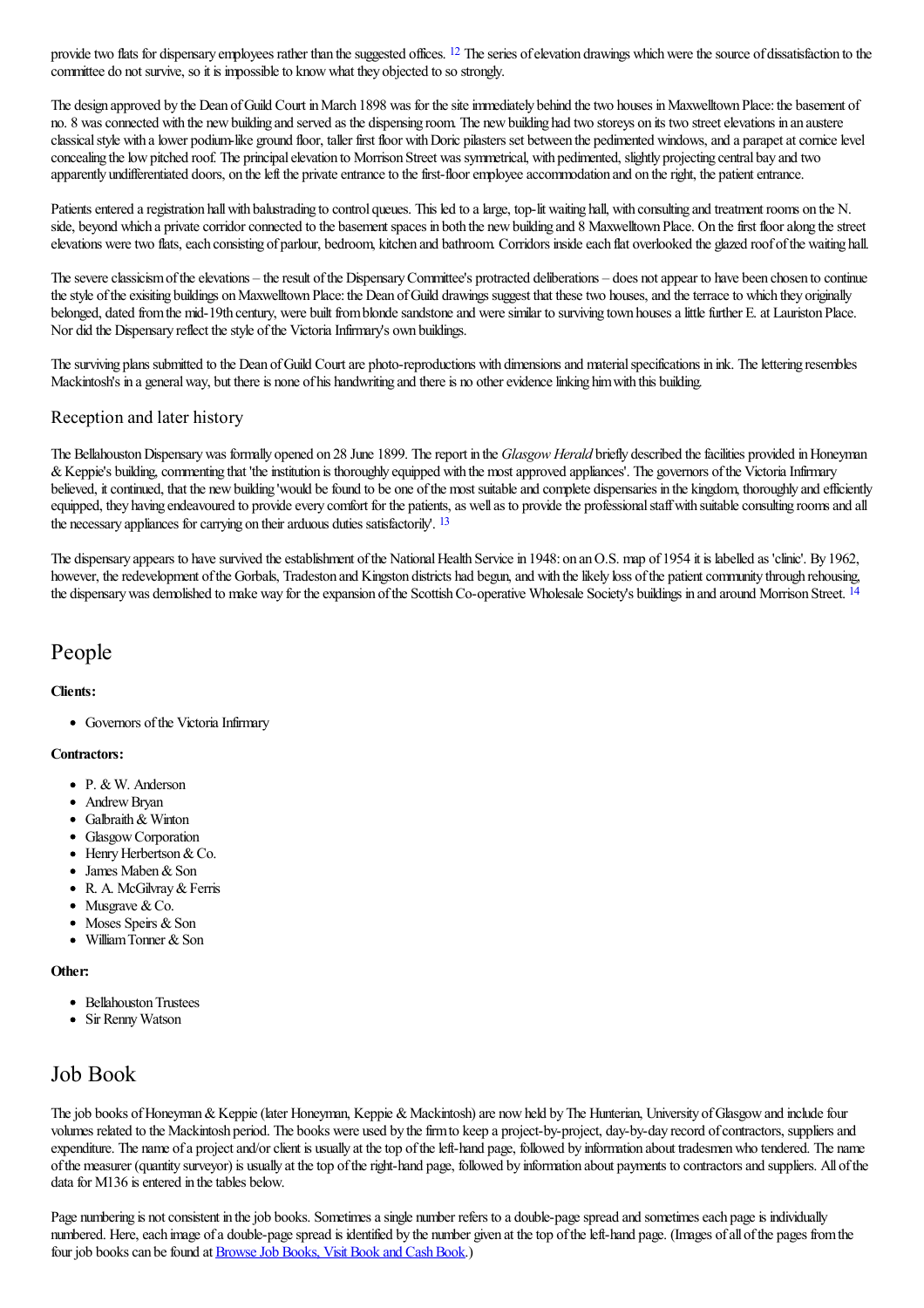provide two flats for dispensary employees rather than the suggested offices. [12] The series of elevation drawings which were the source of dissatisfaction to the committee do not survive, so it is impossible to know what they objected to so strongly.

The design approved by the Dean of Guild Court in March 1898 was for the site immediately behind the two houses in Maxwelltown Place: the basement of no. 8 was connected with the new building and served as the dispensing room. The new building had two storeys on its two street elevations in an austere classical style with a lower podium-like ground floor, taller first floor with Doric pilasters set between the pedimented windows, and a parapet at cornice level concealing the low pitched roof. The principal elevation to Morrison Street was symmetrical, with pedimented, slightly projecting central bay and two apparently undifferentiated doors, on the left the private entrance to the first-floor employee accommodation and on the right, the patient entrance.

Patients entered a registration hall with balustrading to control queues. This led to a large, top-lit waiting hall, with consulting and treatment rooms on the N. side, beyond which a private corridor connected to the basement spaces in both the new building and 8 Maxwelltown Place. On the first floor along the street elevations were two flats, each consisting of parlour, bedroom, kitchen and bathroom. Corridors inside each flat overlooked the glazed roof of the waiting hall.

The severe classicism of the elevations – the result of the Dispensary Committee's protracted deliberations – does not appear to have been chosen to continue the style of the exisiting buildings on Maxwelltown Place: the Dean of Guild drawings suggest that these two houses, and the terrace to which they originally belonged, dated from the mid-19th century, were built from blonde sandstone and were similar to surviving town houses a little further E. at Lauriston Place. Nor did the Dispensary reflect the style of the Victoria Infirmary's own buildings.

The surviving plans submitted to the Dean of Guild Court are photo-reproductions with dimensions and material specifications in ink. The lettering resembles Mackintosh's in a general way, but there is none of his handwriting and there is no other evidence linking him with this building.

### Reception and later history

The Bellahouston Dispensary was formally opened on 28 June 1899. The report in the *Glasgow Herald* briefly described the facilities provided in Honeyman & Keppie's building, commenting that 'the institution is thoroughly equipped with the most approved appliances'. The governors of the Victoria Infirmary believed, it continued, that the new building 'would be found to be one of the most suitable and complete dispensaries in the kingdom, thoroughly and efficiently equipped, they having endeavoured to provide every comfort for the patients, as well as to provide the professional staff with suitable consulting rooms and all the necessary appliances for carrying on their arduous duties satisfactorily'. [13]

The dispensary appears to have survived the establishment of the National Health Service in 1948: on an O.S. map of 1954 it is labelled as 'clinic'. By 1962, however, the redevelopment of the Gorbals, Tradeston and Kingston districts had begun, and with the likely loss of the patient community through rehousing, the dispensary was demolished to make way for the expansion of the Scottish Co-operative Wholesale Society's buildings in and around Morrison Street. [14]

## People

**Clients:**

- Governors of the Victoria Infirmary

**Contractors:**

- P. & W. Anderson
- Andrew Bryan
- Galbraith & Winton
- Glasgow Corporation
- Henry Herbertson & Co.
- James Maben & Son
- R. A. McGilvray & Ferris
- Musgrave & Co.
- Moses Speirs & Son
- William Tonner & Son

**Other:**

- Bellahouston Trustees
- Sir Renny Watson

## Job Book

The job books of Honeyman & Keppie (later Honeyman, Keppie & Mackintosh) are now held by The Hunterian, University of Glasgow and include four volumes related to the Mackintosh period. The books were used by the firm to keep a project-by-project, day-by-day record of contractors, suppliers and expenditure. The name of a project and/or client is usually at the top of the left-hand page, followed by information about tradesmen who tendered. The name of the measurer (quantity surveyor) is usually at the top of the right-hand page, followed by information about payments to contractors and suppliers. All of the data for M136 is entered in the tables below.

Page numbering is not consistent in the job books. Sometimes a single number refers to a double-page spread and sometimes each page is individually numbered. Here, each image of a double-page spread is identified by the number given at the top of the left-hand page. (Images of all of the pages from the four job books can be found at Browse Job Books, Visit Book and Cash Book.)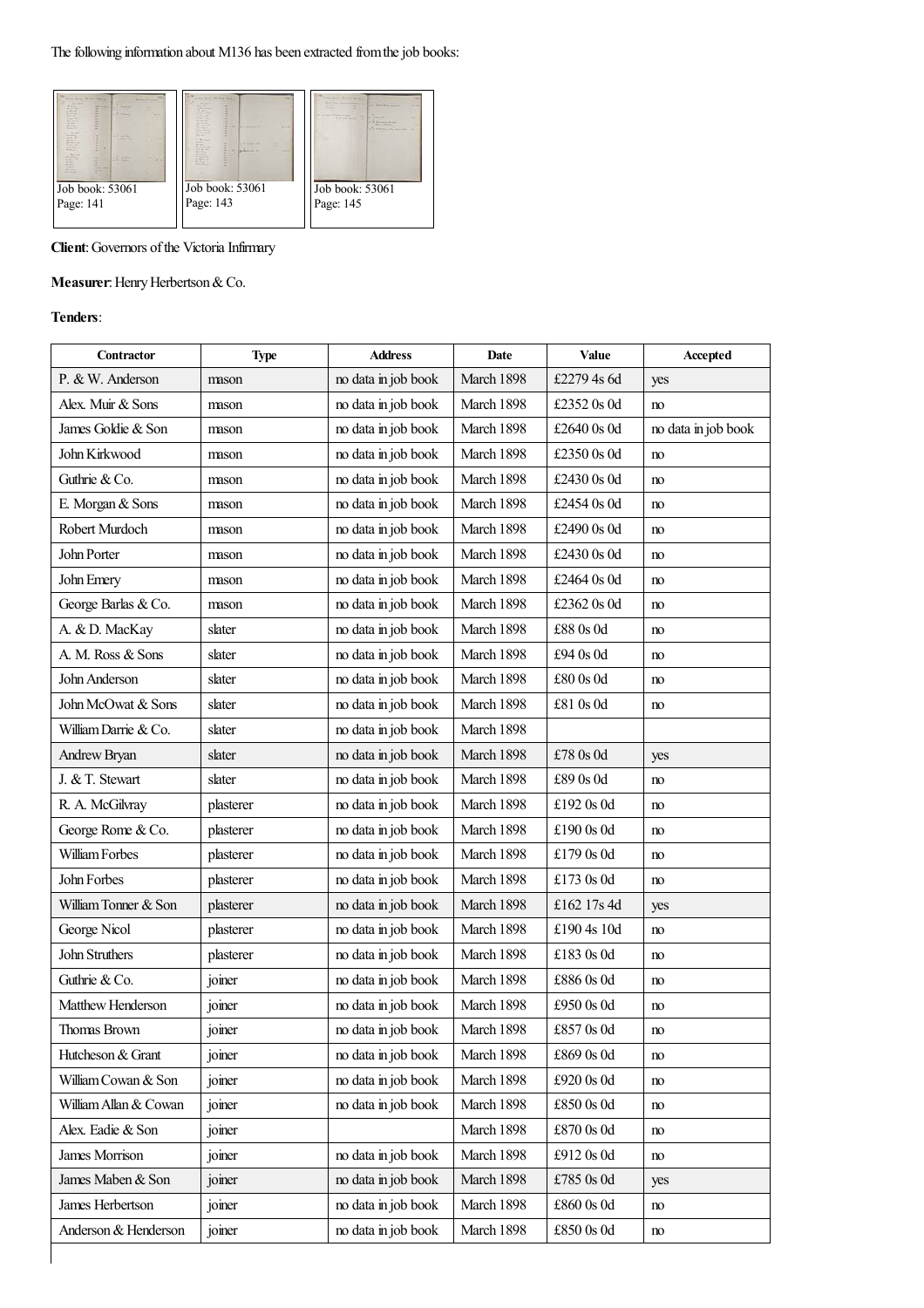The following information about M136 has been extracted from the job books:

Job book: 53061
Page: 141

Job book: 53061
Page: 143

Job book: 53061
Page: 145

**Client**: Governors of the Victoria Infirmary

**Measurer**: Henry Herbertson & Co.

**Tenders**:

| Contractor | Type | Address | Date | Value | Accepted |
|---|---|---|---|---|---|
| P. & W. Anderson | mason | no data in job book | March 1898 | £2279 4s 6d | yes |
| Alex. Muir & Sons | mason | no data in job book | March 1898 | £2352 0s 0d | no |
| James Goldie & Son | mason | no data in job book | March 1898 | £2640 0s 0d | no data in job book |
| John Kirkwood | mason | no data in job book | March 1898 | £2350 0s 0d | no |
| Guthrie & Co. | mason | no data in job book | March 1898 | £2430 0s 0d | no |
| E. Morgan & Sons | mason | no data in job book | March 1898 | £2454 0s 0d | no |
| Robert Murdoch | mason | no data in job book | March 1898 | £2490 0s 0d | no |
| John Porter | mason | no data in job book | March 1898 | £2430 0s 0d | no |
| John Emery | mason | no data in job book | March 1898 | £2464 0s 0d | no |
| George Barlas & Co. | mason | no data in job book | March 1898 | £2362 0s 0d | no |
| A. & D. MacKay | slater | no data in job book | March 1898 | £88 0s 0d | no |
| A. M. Ross & Sons | slater | no data in job book | March 1898 | £94 0s 0d | no |
| John Anderson | slater | no data in job book | March 1898 | £80 0s 0d | no |
| John McOwat & Sons | slater | no data in job book | March 1898 | £81 0s 0d | no |
| William Darrie & Co. | slater | no data in job book | March 1898 | | |
| Andrew Bryan | slater | no data in job book | March 1898 | £78 0s 0d | yes |
| J. & T. Stewart | slater | no data in job book | March 1898 | £89 0s 0d | no |
| R. A. McGilvray | plasterer | no data in job book | March 1898 | £192 0s 0d | no |
| George Rome & Co. | plasterer | no data in job book | March 1898 | £190 0s 0d | no |
| William Forbes | plasterer | no data in job book | March 1898 | £179 0s 0d | no |
| John Forbes | plasterer | no data in job book | March 1898 | £173 0s 0d | no |
| William Tonner & Son | plasterer | no data in job book | March 1898 | £162 17s 4d | yes |
| George Nicol | plasterer | no data in job book | March 1898 | £190 4s 10d | no |
| John Struthers | plasterer | no data in job book | March 1898 | £183 0s 0d | no |
| Guthrie & Co. | joiner | no data in job book | March 1898 | £886 0s 0d | no |
| Matthew Henderson | joiner | no data in job book | March 1898 | £950 0s 0d | no |
| Thomas Brown | joiner | no data in job book | March 1898 | £857 0s 0d | no |
| Hutcheson & Grant | joiner | no data in job book | March 1898 | £869 0s 0d | no |
| William Cowan & Son | joiner | no data in job book | March 1898 | £920 0s 0d | no |
| William Allan & Cowan | joiner | no data in job book | March 1898 | £850 0s 0d | no |
| Alex. Eadie & Son | joiner | | March 1898 | £870 0s 0d | no |
| James Morrison | joiner | no data in job book | March 1898 | £912 0s 0d | no |
| James Maben & Son | joiner | no data in job book | March 1898 | £785 0s 0d | yes |
| James Herbertson | joiner | no data in job book | March 1898 | £860 0s 0d | no |
| Anderson & Henderson | joiner | no data in job book | March 1898 | £850 0s 0d | no |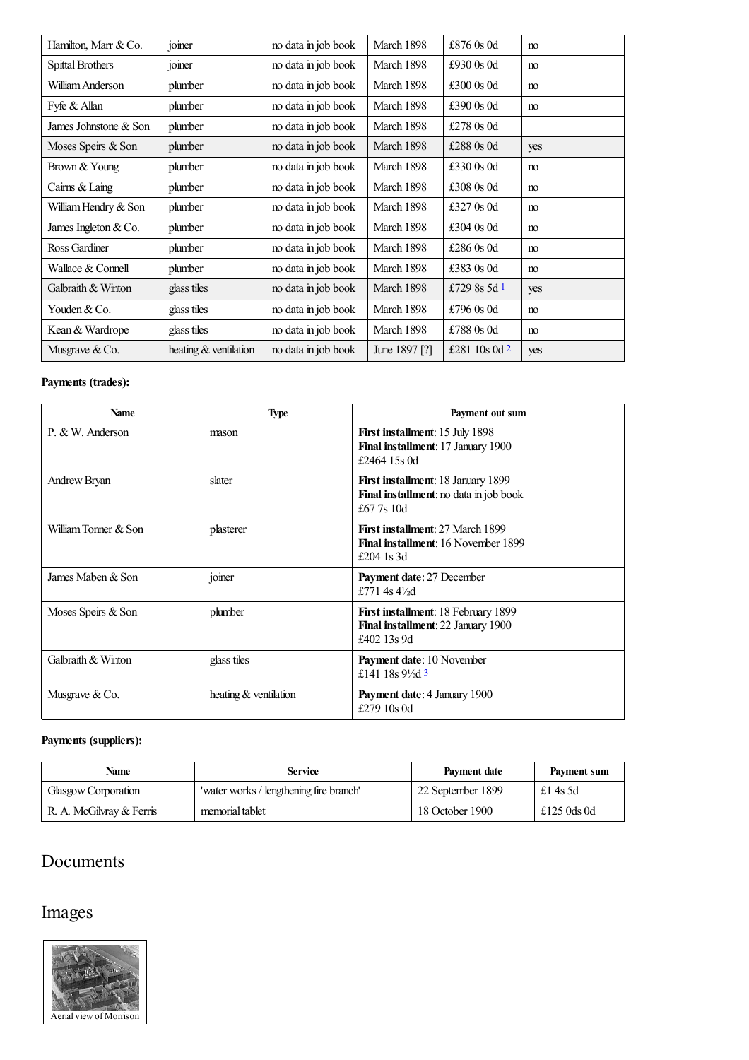| Hamilton, Marr & Co. | joiner | no data in job book | March 1898 | £876 0s 0d | no |
|---|---|---|---|---|---|
| Spittal Brothers | joiner | no data in job book | March 1898 | £930 0s 0d | no |
| William Anderson | plumber | no data in job book | March 1898 | £300 0s 0d | no |
| Fyfe & Allan | plumber | no data in job book | March 1898 | £390 0s 0d | no |
| James Johnstone & Son | plumber | no data in job book | March 1898 | £278 0s 0d | |
| Moses Speirs & Son | plumber | no data in job book | March 1898 | £288 0s 0d | yes |
| Brown & Young | plumber | no data in job book | March 1898 | £330 0s 0d | no |
| Cairns & Laing | plumber | no data in job book | March 1898 | £308 0s 0d | no |
| William Hendry & Son | plumber | no data in job book | March 1898 | £327 0s 0d | no |
| James Ingleton & Co. | plumber | no data in job book | March 1898 | £304 0s 0d | no |
| Ross Gardiner | plumber | no data in job book | March 1898 | £286 0s 0d | no |
| Wallace & Connell | plumber | no data in job book | March 1898 | £383 0s 0d | no |
| Galbraith & Winton | glass tiles | no data in job book | March 1898 | £729 8s 5d [1] | yes |
| Youden & Co. | glass tiles | no data in job book | March 1898 | £796 0s 0d | no |
| Kean & Wardrope | glass tiles | no data in job book | March 1898 | £788 0s 0d | no |
| Musgrave & Co. | heating & ventilation | no data in job book | June 1897 [?] | £281 10s 0d [2] | yes |

**Payments (trades):**

| Name | Type | Payment out sum |
|---|---|---|
| P. & W. Anderson | mason | **First installment**: 15 July 1898<br>**Final installment**: 17 January 1900<br>£2464 15s 0d |
| Andrew Bryan | slater | **First installment**: 18 January 1899<br>**Final installment**: no data in job book<br>£67 7s 10d |
| William Tonner & Son | plasterer | **First installment**: 27 March 1899<br>**Final installment**: 16 November 1899<br>£204 1s 3d |
| James Maben & Son | joiner | **Payment date**: 27 December<br>£771 4s 4½d |
| Moses Speirs & Son | plumber | **First installment**: 18 February 1899<br>**Final installment**: 22 January 1900<br>£402 13s 9d |
| Galbraith & Winton | glass tiles | **Payment date**: 10 November<br>£141 18s 9½d [3] |
| Musgrave & Co. | heating & ventilation | **Payment date**: 4 January 1900<br>£279 10s 0d |

**Payments (suppliers):**

| Name | Service | Payment date | Payment sum |
|---|---|---|---|
| Glasgow Corporation | 'water works / lengthening fire branch' | 22 September 1899 | £1 4s 5d |
| R. A. McGilvray & Ferris | memorial tablet | 18 October 1900 | £125 0ds 0d |

## Documents

## Images

Aerial view of Morrison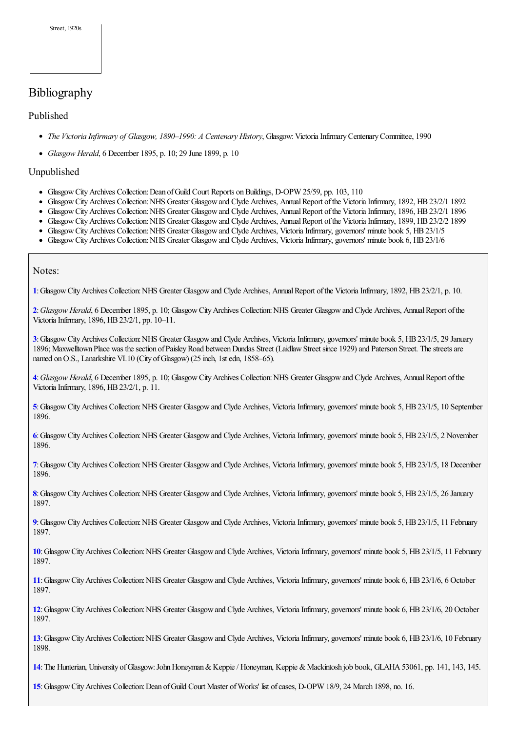Street, 1920s

## Bibliography

### Published

- *The Victoria Infirmary of Glasgow, 1890–1990: A Centenary History*, Glasgow: Victoria Infirmary Centenary Committee, 1990
- *Glasgow Herald*, 6 December 1895, p. 10; 29 June 1899, p. 10

### Unpublished

- Glasgow City Archives Collection: Dean of Guild Court Reports on Buildings, D-OPW 25/59, pp. 103, 110
- Glasgow City Archives Collection: NHS Greater Glasgow and Clyde Archives, Annual Report of the Victoria Infirmary, 1892, HB 23/2/1 1892
- Glasgow City Archives Collection: NHS Greater Glasgow and Clyde Archives, Annual Report of the Victoria Infirmary, 1896, HB 23/2/1 1896
- Glasgow City Archives Collection: NHS Greater Glasgow and Clyde Archives, Annual Report of the Victoria Infirmary, 1899, HB 23/2/2 1899
- Glasgow City Archives Collection: NHS Greater Glasgow and Clyde Archives, Victoria Infirmary, governors' minute book 5, HB 23/1/5
- Glasgow City Archives Collection: NHS Greater Glasgow and Clyde Archives, Victoria Infirmary, governors' minute book 6, HB 23/1/6

Notes:

**1**: Glasgow City Archives Collection: NHS Greater Glasgow and Clyde Archives, Annual Report of the Victoria Infirmary, 1892, HB 23/2/1, p. 10.

**2**: *Glasgow Herald*, 6 December 1895, p. 10; Glasgow City Archives Collection: NHS Greater Glasgow and Clyde Archives, Annual Report of the Victoria Infirmary, 1896, HB 23/2/1, pp. 10–11.

**3**: Glasgow City Archives Collection: NHS Greater Glasgow and Clyde Archives, Victoria Infirmary, governors' minute book 5, HB 23/1/5, 29 January 1896; Maxwelltown Place was the section of Paisley Road between Dundas Street (Laidlaw Street since 1929) and Paterson Street. The streets are named on O.S., Lanarkshire VI.10 (City of Glasgow) (25 inch, 1st edn, 1858–65).

**4**: *Glasgow Herald*, 6 December 1895, p. 10; Glasgow City Archives Collection: NHS Greater Glasgow and Clyde Archives, Annual Report of the Victoria Infirmary, 1896, HB 23/2/1, p. 11.

**5**: Glasgow City Archives Collection: NHS Greater Glasgow and Clyde Archives, Victoria Infirmary, governors' minute book 5, HB 23/1/5, 10 September 1896.

**6**: Glasgow City Archives Collection: NHS Greater Glasgow and Clyde Archives, Victoria Infirmary, governors' minute book 5, HB 23/1/5, 2 November 1896.

**7**: Glasgow City Archives Collection: NHS Greater Glasgow and Clyde Archives, Victoria Infirmary, governors' minute book 5, HB 23/1/5, 18 December 1896.

**8**: Glasgow City Archives Collection: NHS Greater Glasgow and Clyde Archives, Victoria Infirmary, governors' minute book 5, HB 23/1/5, 26 January 1897.

**9**: Glasgow City Archives Collection: NHS Greater Glasgow and Clyde Archives, Victoria Infirmary, governors' minute book 5, HB 23/1/5, 11 February 1897.

**10**: Glasgow City Archives Collection: NHS Greater Glasgow and Clyde Archives, Victoria Infirmary, governors' minute book 5, HB 23/1/5, 11 February 1897.

**11**: Glasgow City Archives Collection: NHS Greater Glasgow and Clyde Archives, Victoria Infirmary, governors' minute book 6, HB 23/1/6, 6 October 1897.

**12**: Glasgow City Archives Collection: NHS Greater Glasgow and Clyde Archives, Victoria Infirmary, governors' minute book 6, HB 23/1/6, 20 October 1897.

**13**: Glasgow City Archives Collection: NHS Greater Glasgow and Clyde Archives, Victoria Infirmary, governors' minute book 6, HB 23/1/6, 10 February 1898.

**14**: The Hunterian, University of Glasgow: John Honeyman & Keppie / Honeyman, Keppie & Mackintosh job book, GLAHA 53061, pp. 141, 143, 145.

**15**: Glasgow City Archives Collection: Dean of Guild Court Master of Works' list of cases, D-OPW 18/9, 24 March 1898, no. 16.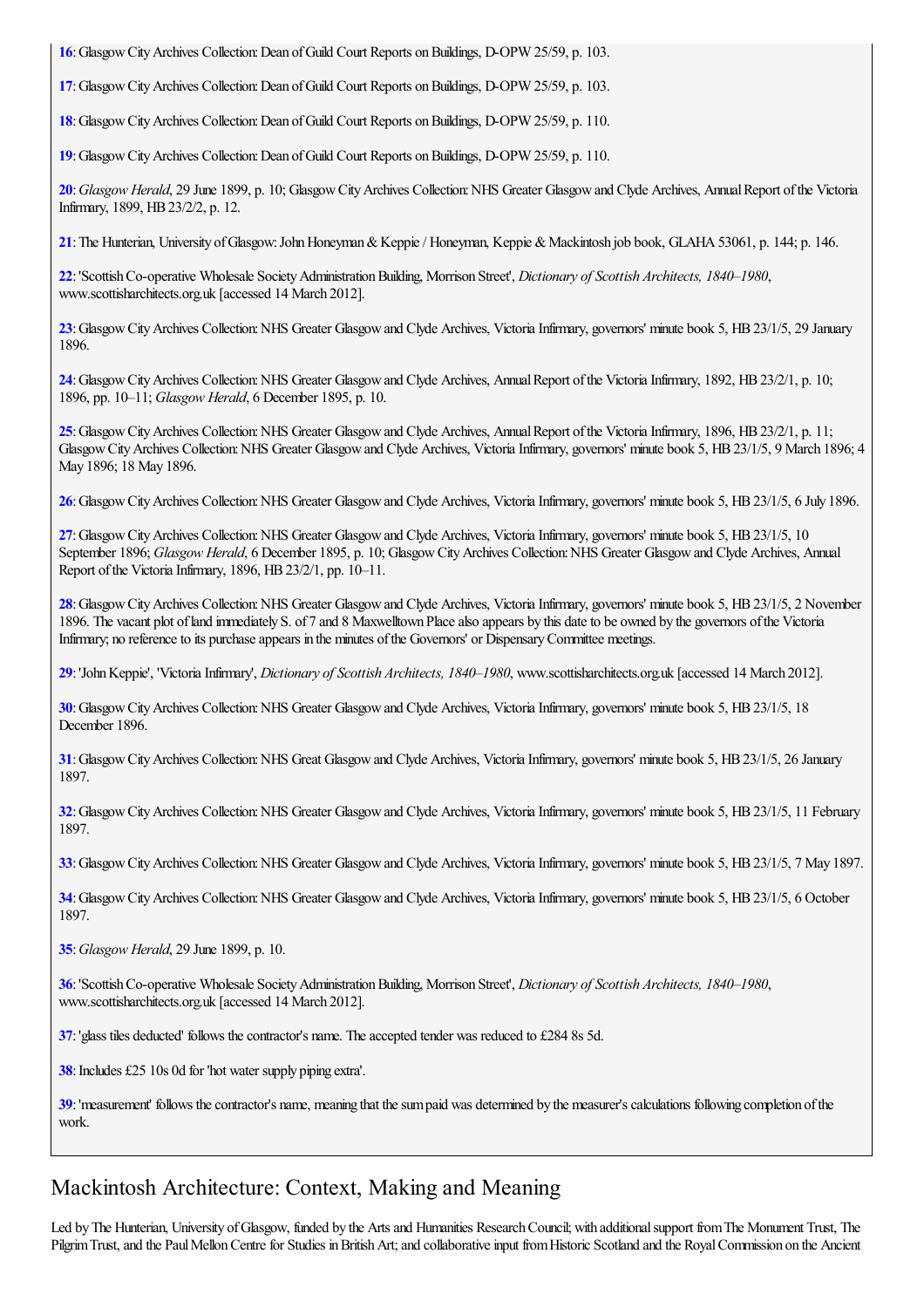**16**: Glasgow City Archives Collection: Dean of Guild Court Reports on Buildings, D-OPW 25/59, p. 103.

**17**: Glasgow City Archives Collection: Dean of Guild Court Reports on Buildings, D-OPW 25/59, p. 103.

**18**: Glasgow City Archives Collection: Dean of Guild Court Reports on Buildings, D-OPW 25/59, p. 110.

**19**: Glasgow City Archives Collection: Dean of Guild Court Reports on Buildings, D-OPW 25/59, p. 110.

**20**: *Glasgow Herald*, 29 June 1899, p. 10; Glasgow City Archives Collection: NHS Greater Glasgow and Clyde Archives, Annual Report of the Victoria Infirmary, 1899, HB 23/2/2, p. 12.

**21**: The Hunterian, University of Glasgow: John Honeyman & Keppie / Honeyman, Keppie & Mackintosh job book, GLAHA 53061, p. 144; p. 146.

**22**: 'Scottish Co-operative Wholesale Society Administration Building, Morrison Street', *Dictionary of Scottish Architects, 1840–1980*, www.scottisharchitects.org.uk [accessed 14 March 2012].

**23**: Glasgow City Archives Collection: NHS Greater Glasgow and Clyde Archives, Victoria Infirmary, governors' minute book 5, HB 23/1/5, 29 January 1896.

**24**: Glasgow City Archives Collection: NHS Greater Glasgow and Clyde Archives, Annual Report of the Victoria Infirmary, 1892, HB 23/2/1, p. 10; 1896, pp. 10–11; *Glasgow Herald*, 6 December 1895, p. 10.

**25**: Glasgow City Archives Collection: NHS Greater Glasgow and Clyde Archives, Annual Report of the Victoria Infirmary, 1896, HB 23/2/1, p. 11; Glasgow City Archives Collection: NHS Greater Glasgow and Clyde Archives, Victoria Infirmary, governors' minute book 5, HB 23/1/5, 9 March 1896; 4 May 1896; 18 May 1896.

**26**: Glasgow City Archives Collection: NHS Greater Glasgow and Clyde Archives, Victoria Infirmary, governors' minute book 5, HB 23/1/5, 6 July 1896.

**27**: Glasgow City Archives Collection: NHS Greater Glasgow and Clyde Archives, Victoria Infirmary, governors' minute book 5, HB 23/1/5, 10 September 1896; *Glasgow Herald*, 6 December 1895, p. 10; Glasgow City Archives Collection: NHS Greater Glasgow and Clyde Archives, Annual Report of the Victoria Infirmary, 1896, HB 23/2/1, pp. 10–11.

**28**: Glasgow City Archives Collection: NHS Greater Glasgow and Clyde Archives, Victoria Infirmary, governors' minute book 5, HB 23/1/5, 2 November 1896. The vacant plot of land immediately S. of 7 and 8 Maxwelltown Place also appears by this date to be owned by the governors of the Victoria Infirmary; no reference to its purchase appears in the minutes of the Governors' or Dispensary Committee meetings.

**29**: 'John Keppie', 'Victoria Infirmary', *Dictionary of Scottish Architects, 1840–1980*, www.scottisharchitects.org.uk [accessed 14 March 2012].

**30**: Glasgow City Archives Collection: NHS Greater Glasgow and Clyde Archives, Victoria Infirmary, governors' minute book 5, HB 23/1/5, 18 December 1896.

**31**: Glasgow City Archives Collection: NHS Great Glasgow and Clyde Archives, Victoria Infirmary, governors' minute book 5, HB 23/1/5, 26 January 1897.

**32**: Glasgow City Archives Collection: NHS Greater Glasgow and Clyde Archives, Victoria Infirmary, governors' minute book 5, HB 23/1/5, 11 February 1897.

**33**: Glasgow City Archives Collection: NHS Greater Glasgow and Clyde Archives, Victoria Infirmary, governors' minute book 5, HB 23/1/5, 7 May 1897.

**34**: Glasgow City Archives Collection: NHS Greater Glasgow and Clyde Archives, Victoria Infirmary, governors' minute book 5, HB 23/1/5, 6 October 1897.

**35**: *Glasgow Herald*, 29 June 1899, p. 10.

**36**: 'Scottish Co-operative Wholesale Society Administration Building, Morrison Street', *Dictionary of Scottish Architects, 1840–1980*, www.scottisharchitects.org.uk [accessed 14 March 2012].

**37**: 'glass tiles deducted' follows the contractor's name. The accepted tender was reduced to £284 8s 5d.

**38**: Includes £25 10s 0d for 'hot water supply piping extra'.

**39**: 'measurement' follows the contractor's name, meaning that the sum paid was determined by the measurer's calculations following completion of the work.

## Mackintosh Architecture: Context, Making and Meaning

Led by The Hunterian, University of Glasgow, funded by the Arts and Humanities Research Council; with additional support from The Monument Trust, The Pilgrim Trust, and the Paul Mellon Centre for Studies in British Art; and collaborative input from Historic Scotland and the Royal Commission on the Ancient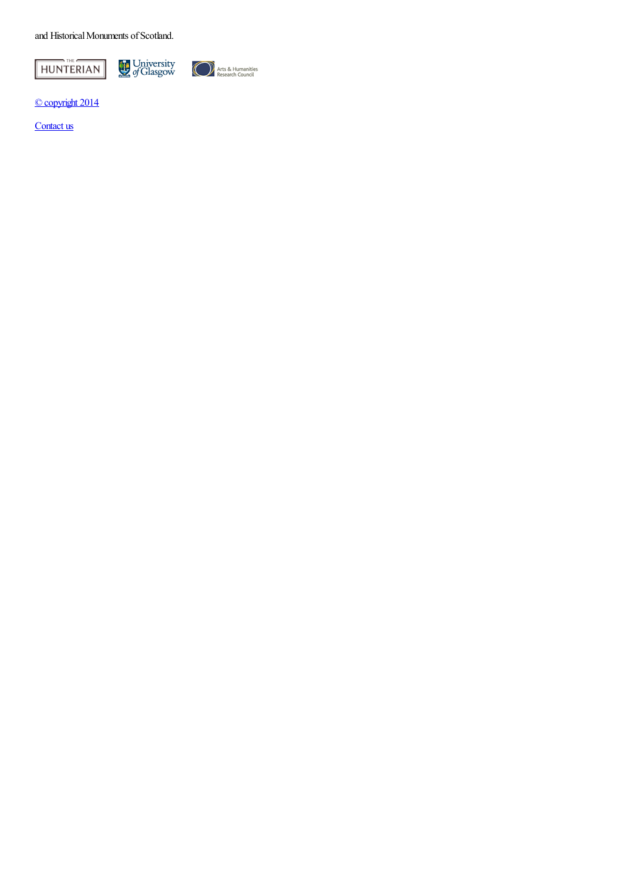and Historical Monuments of Scotland.

[© copyright 2014]()

[Contact us]()